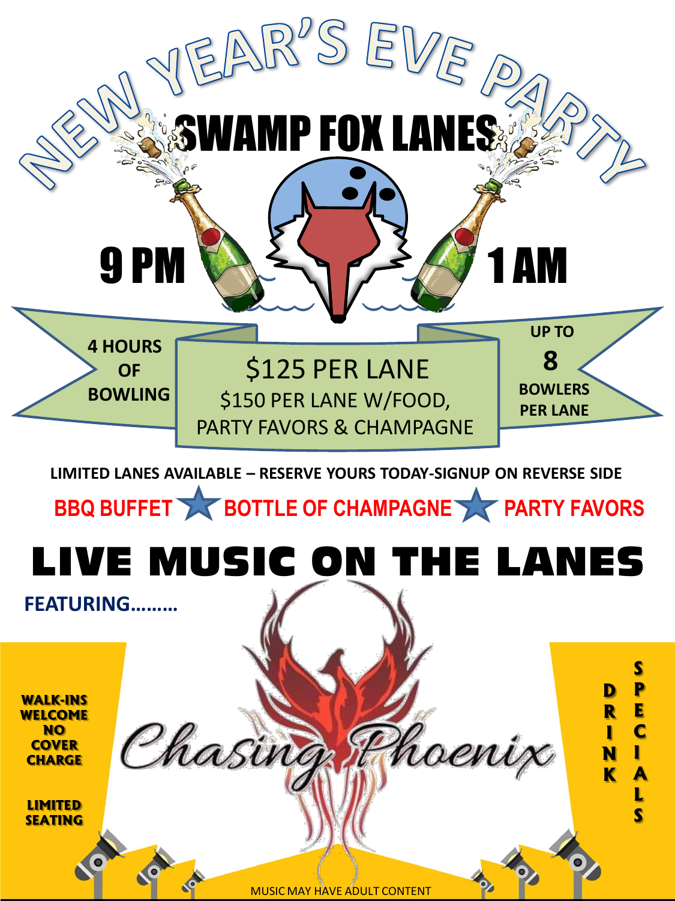# NEW YEAR'S EVE PARTY

## SWAMP FOX LANES

**9 PM** – **1 AM**

**4 HOURS OF BOWLING**

$125 PER LANE
$150 PER LANE W/FOOD, PARTY FAVORS & CHAMPAGNE

**UP TO 8 BOWLERS PER LANE**

**LIMITED LANES AVAILABLE – RESERVE YOURS TODAY-SIGNUP ON REVERSE SIDE**

**BBQ BUFFET ★ BOTTLE OF CHAMPAGNE ★ PARTY FAVORS**

# LIVE MUSIC ON THE LANES

**FEATURING………**

## Chasing Phoenix

**WALK-INS WELCOME NO COVER CHARGE**

**LIMITED SEATING**

**DRINK SPECIALS**

MUSIC MAY HAVE ADULT CONTENT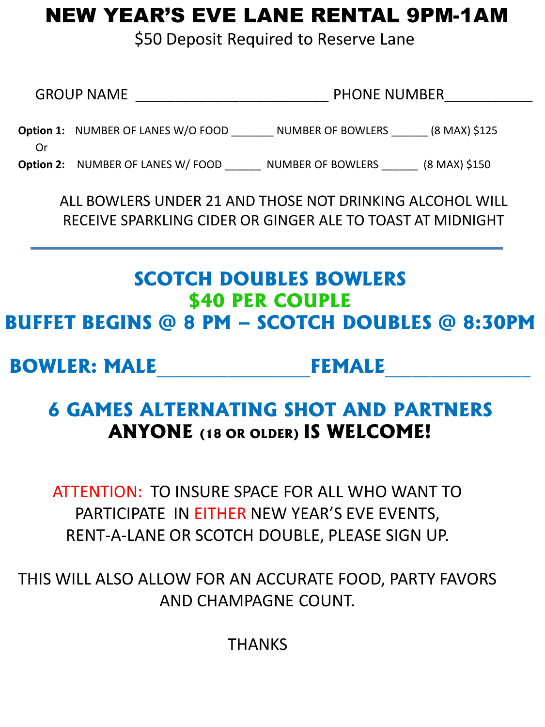# NEW YEAR'S EVE LANE RENTAL 9PM-1AM

$50 Deposit Required to Reserve Lane

GROUP NAME ________________________ PHONE NUMBER___________

**Option 1:** NUMBER OF LANES W/O FOOD _______ NUMBER OF BOWLERS ______ (8 MAX) $125

Or

**Option 2:** NUMBER OF LANES W/ FOOD ______ NUMBER OF BOWLERS ______ (8 MAX) $150

ALL BOWLERS UNDER 21 AND THOSE NOT DRINKING ALCOHOL WILL RECEIVE SPARKLING CIDER OR GINGER ALE TO TOAST AT MIDNIGHT

---

## SCOTCH DOUBLES BOWLERS

## $40 PER COUPLE

## BUFFET BEGINS @ 8 PM – SCOTCH DOUBLES @ 8:30PM

**BOWLER: MALE_______________FEMALE______________**

## 6 GAMES ALTERNATING SHOT AND PARTNERS

**ANYONE (18 OR OLDER) IS WELCOME!**

ATTENTION: TO INSURE SPACE FOR ALL WHO WANT TO PARTICIPATE IN EITHER NEW YEAR'S EVE EVENTS, RENT-A-LANE OR SCOTCH DOUBLE, PLEASE SIGN UP.

THIS WILL ALSO ALLOW FOR AN ACCURATE FOOD, PARTY FAVORS AND CHAMPAGNE COUNT.

THANKS